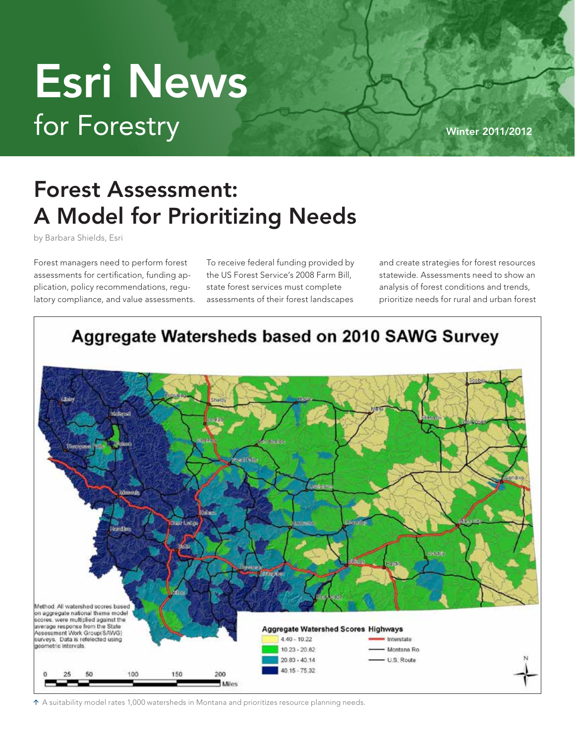# Esri News for Forestry

Winter 2011/2012

## Forest Assessment: A Model for Prioritizing Needs

by Barbara Shields, Esri

Forest managers need to perform forest assessments for certification, funding application, policy recommendations, regulatory compliance, and value assessments. To receive federal funding provided by the US Forest Service's 2008 Farm Bill, state forest services must complete assessments of their forest landscapes and create strategies for forest resources statewide. Assessments need to show an analysis of forest conditions and trends, prioritize needs for rural and urban forest

↑ A suitability model rates 1,000 watersheds in Montana and prioritizes resource planning needs.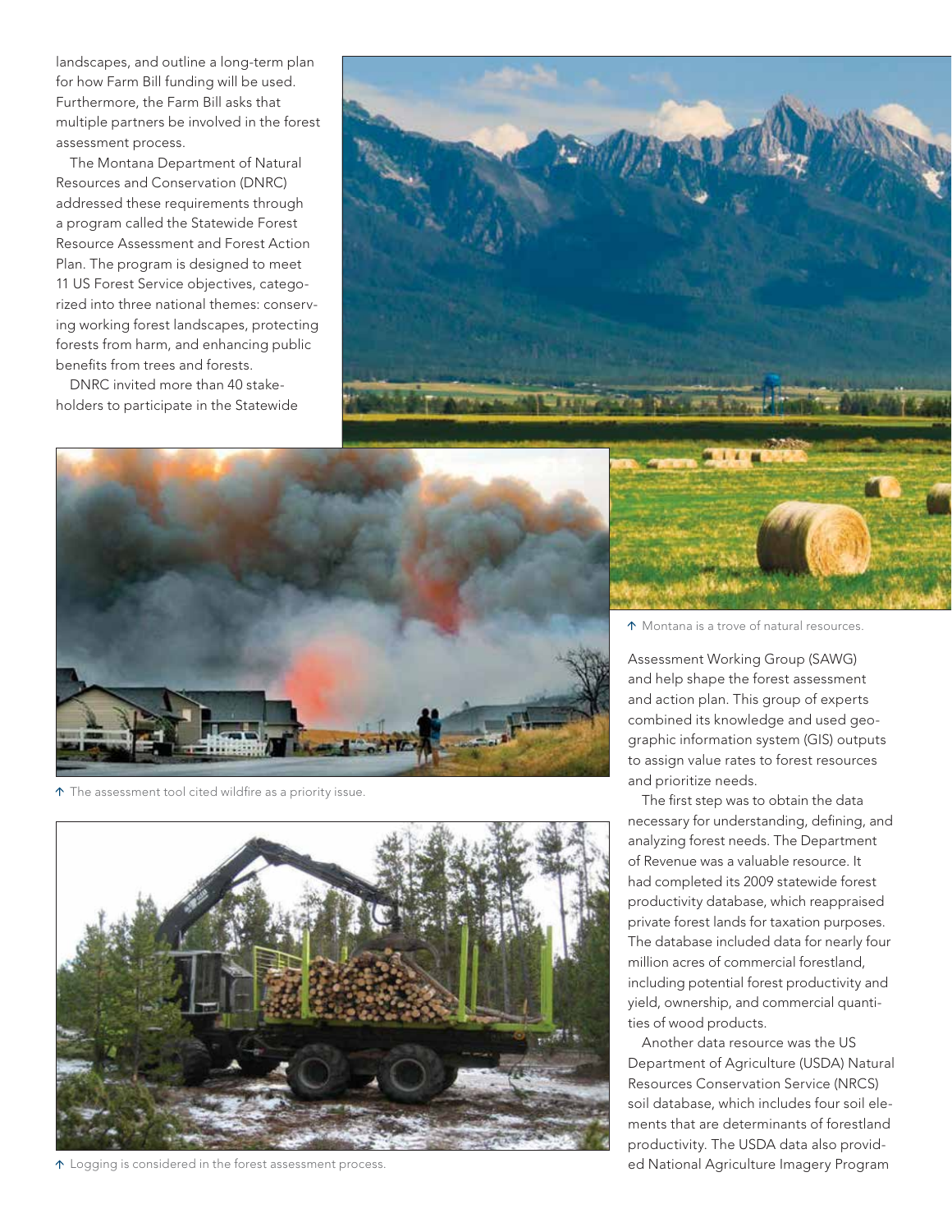landscapes, and outline a long-term plan for how Farm Bill funding will be used. Furthermore, the Farm Bill asks that multiple partners be involved in the forest assessment process.

The Montana Department of Natural Resources and Conservation (DNRC) addressed these requirements through a program called the Statewide Forest Resource Assessment and Forest Action Plan. The program is designed to meet 11 US Forest Service objectives, categorized into three national themes: conserving working forest landscapes, protecting forests from harm, and enhancing public benefits from trees and forests.

DNRC invited more than 40 stakeholders to participate in the Statewide Assessment Working Group (SAWG) and help shape the forest assessment and action plan. This group of experts combined its knowledge and used geographic information system (GIS) outputs to assign value rates to forest resources and prioritize needs.

The first step was to obtain the data necessary for understanding, defining, and analyzing forest needs. The Department of Revenue was a valuable resource. It had completed its 2009 statewide forest productivity database, which reappraised private forest lands for taxation purposes. The database included data for nearly four million acres of commercial forestland, including potential forest productivity and yield, ownership, and commercial quantities of wood products.

Another data resource was the US Department of Agriculture (USDA) Natural Resources Conservation Service (NRCS) soil database, which includes four soil elements that are determinants of forestland productivity. The USDA data also provided National Agriculture Imagery Program

↑ Montana is a trove of natural resources.

↑ The assessment tool cited wildfire as a priority issue.

↑ Logging is considered in the forest assessment process.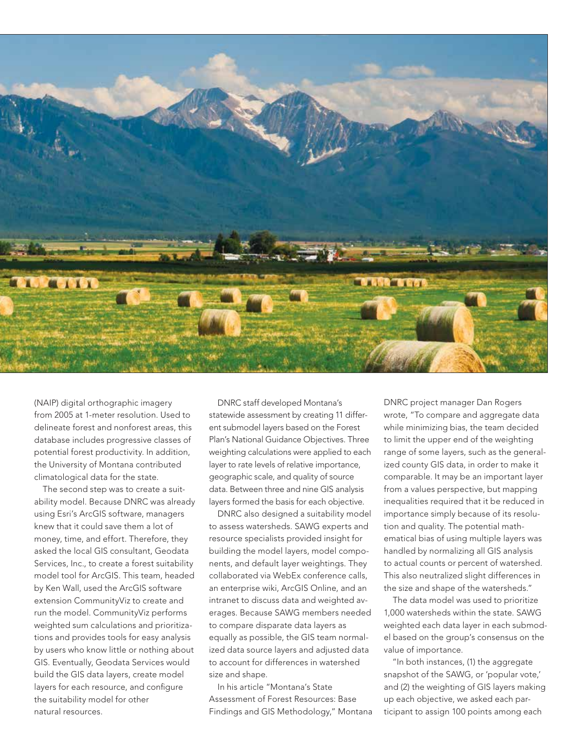(NAIP) digital orthographic imagery from 2005 at 1-meter resolution. Used to delineate forest and nonforest areas, this database includes progressive classes of potential forest productivity. In addition, the University of Montana contributed climatological data for the state.

The second step was to create a suitability model. Because DNRC was already using Esri's ArcGIS software, managers knew that it could save them a lot of money, time, and effort. Therefore, they asked the local GIS consultant, Geodata Services, Inc., to create a forest suitability model tool for ArcGIS. This team, headed by Ken Wall, used the ArcGIS software extension CommunityViz to create and run the model. CommunityViz performs weighted sum calculations and prioritizations and provides tools for easy analysis by users who know little or nothing about GIS. Eventually, Geodata Services would build the GIS data layers, create model layers for each resource, and configure the suitability model for other natural resources.

DNRC staff developed Montana's statewide assessment by creating 11 different submodel layers based on the Forest Plan's National Guidance Objectives. Three weighting calculations were applied to each layer to rate levels of relative importance, geographic scale, and quality of source data. Between three and nine GIS analysis layers formed the basis for each objective.

DNRC also designed a suitability model to assess watersheds. SAWG experts and resource specialists provided insight for building the model layers, model components, and default layer weightings. They collaborated via WebEx conference calls, an enterprise wiki, ArcGIS Online, and an intranet to discuss data and weighted averages. Because SAWG members needed to compare disparate data layers as equally as possible, the GIS team normalized data source layers and adjusted data to account for differences in watershed size and shape.

In his article "Montana's State Assessment of Forest Resources: Base Findings and GIS Methodology," Montana DNRC project manager Dan Rogers wrote, "To compare and aggregate data while minimizing bias, the team decided to limit the upper end of the weighting range of some layers, such as the generalized county GIS data, in order to make it comparable. It may be an important layer from a values perspective, but mapping inequalities required that it be reduced in importance simply because of its resolution and quality. The potential mathematical bias of using multiple layers was handled by normalizing all GIS analysis to actual counts or percent of watershed. This also neutralized slight differences in the size and shape of the watersheds."

The data model was used to prioritize 1,000 watersheds within the state. SAWG weighted each data layer in each submodel based on the group's consensus on the value of importance.

"In both instances, (1) the aggregate snapshot of the SAWG, or 'popular vote,' and (2) the weighting of GIS layers making up each objective, we asked each participant to assign 100 points among each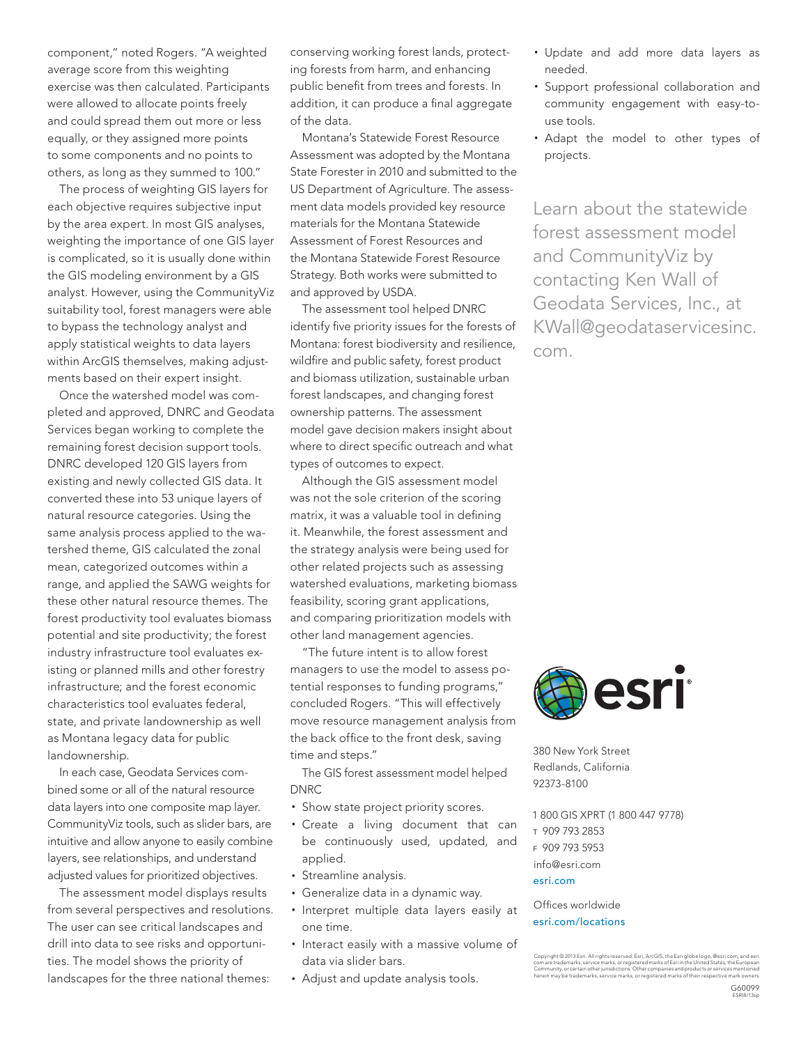component," noted Rogers. "A weighted average score from this weighting exercise was then calculated. Participants were allowed to allocate points freely and could spread them out more or less equally, or they assigned more points to some components and no points to others, as long as they summed to 100."

The process of weighting GIS layers for each objective requires subjective input by the area expert. In most GIS analyses, weighting the importance of one GIS layer is complicated, so it is usually done within the GIS modeling environment by a GIS analyst. However, using the CommunityViz suitability tool, forest managers were able to bypass the technology analyst and apply statistical weights to data layers within ArcGIS themselves, making adjustments based on their expert insight.

Once the watershed model was completed and approved, DNRC and Geodata Services began working to complete the remaining forest decision support tools. DNRC developed 120 GIS layers from existing and newly collected GIS data. It converted these into 53 unique layers of natural resource categories. Using the same analysis process applied to the watershed theme, GIS calculated the zonal mean, categorized outcomes within a range, and applied the SAWG weights for these other natural resource themes. The forest productivity tool evaluates biomass potential and site productivity; the forest industry infrastructure tool evaluates existing or planned mills and other forestry infrastructure; and the forest economic characteristics tool evaluates federal, state, and private landownership as well as Montana legacy data for public landownership.

In each case, Geodata Services combined some or all of the natural resource data layers into one composite map layer. CommunityViz tools, such as slider bars, are intuitive and allow anyone to easily combine layers, see relationships, and understand adjusted values for prioritized objectives.

The assessment model displays results from several perspectives and resolutions. The user can see critical landscapes and drill into data to see risks and opportunities. The model shows the priority of landscapes for the three national themes: conserving working forest lands, protecting forests from harm, and enhancing public benefit from trees and forests. In addition, it can produce a final aggregate of the data.

Montana's Statewide Forest Resource Assessment was adopted by the Montana State Forester in 2010 and submitted to the US Department of Agriculture. The assessment data models provided key resource materials for the Montana Statewide Assessment of Forest Resources and the Montana Statewide Forest Resource Strategy. Both works were submitted to and approved by USDA.

The assessment tool helped DNRC identify five priority issues for the forests of Montana: forest biodiversity and resilience, wildfire and public safety, forest product and biomass utilization, sustainable urban forest landscapes, and changing forest ownership patterns. The assessment model gave decision makers insight about where to direct specific outreach and what types of outcomes to expect.

Although the GIS assessment model was not the sole criterion of the scoring matrix, it was a valuable tool in defining it. Meanwhile, the forest assessment and the strategy analysis were being used for other related projects such as assessing watershed evaluations, marketing biomass feasibility, scoring grant applications, and comparing prioritization models with other land management agencies.

"The future intent is to allow forest managers to use the model to assess potential responses to funding programs," concluded Rogers. "This will effectively move resource management analysis from the back office to the front desk, saving time and steps."

The GIS forest assessment model helped DNRC

- Show state project priority scores.
- Create a living document that can be continuously used, updated, and applied.
- Streamline analysis.
- Generalize data in a dynamic way.
- Interpret multiple data layers easily at one time.
- Interact easily with a massive volume of data via slider bars.
- Adjust and update analysis tools.
- Update and add more data layers as needed.
- Support professional collaboration and community engagement with easy-to-use tools.
- Adapt the model to other types of projects.

Learn about the statewide forest assessment model and CommunityViz by contacting Ken Wall of Geodata Services, Inc., at KWall@geodataservicesinc.com.

esri

380 New York Street
Redlands, California
92373-8100

1 800 GIS XPRT (1 800 447 9778)
T 909 793 2853
F 909 793 5953
info@esri.com
esri.com

Offices worldwide
esri.com/locations

Copyright © 2013 Esri. All rights reserved. Esri, ArcGIS, the Esri globe logo, @esri.com, and esri.com are trademarks, service marks, or registered marks of Esri in the United States, the European Community, or certain other jurisdictions. Other companies and products or services mentioned herein may be trademarks, service marks, or registered marks of their respective mark owners.

G60099
ESRI8/13sp